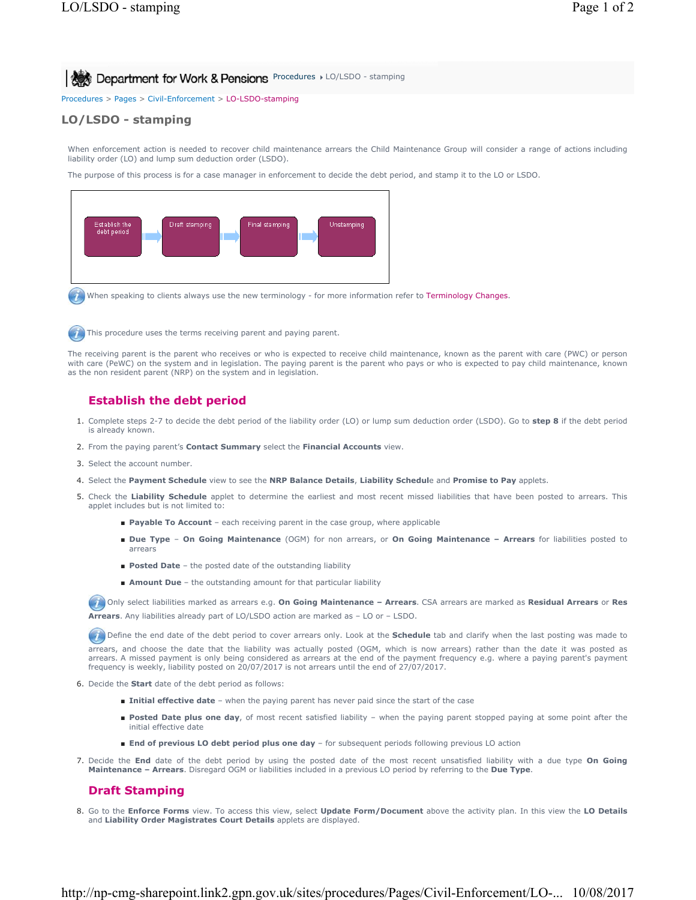Department for Work & Pensions Procedures ▸ LO/LSDO - stamping

Procedures > Pages > Civil-Enforcement > LO-LSDO-stamping

# LO/LSDO - stamping

When enforcement action is needed to recover child maintenance arrears the Child Maintenance Group will consider a range of actions including liability order (LO) and lump sum deduction order (LSDO).

The purpose of this process is for a case manager in enforcement to decide the debt period, and stamp it to the LO or LSDO.

Establish the debt period → Draft stamping → Final stamping → Unstamping

When speaking to clients always use the new terminology - for more information refer to Terminology Changes.

This procedure uses the terms receiving parent and paying parent.

The receiving parent is the parent who receives or who is expected to receive child maintenance, known as the parent with care (PWC) or person with care (PeWC) on the system and in legislation. The paying parent is the parent who pays or who is expected to pay child maintenance, known as the non resident parent (NRP) on the system and in legislation.

## Establish the debt period

1. Complete steps 2-7 to decide the debt period of the liability order (LO) or lump sum deduction order (LSDO). Go to **step 8** if the debt period is already known.
2. From the paying parent's **Contact Summary** select the **Financial Accounts** view.
3. Select the account number.
4. Select the **Payment Schedule** view to see the **NRP Balance Details**, **Liability Schedul**e and **Promise to Pay** applets.
5. Check the **Liability Schedule** applet to determine the earliest and most recent missed liabilities that have been posted to arrears. This applet includes but is not limited to:
   - **Payable To Account** – each receiving parent in the case group, where applicable
   - **Due Type** – **On Going Maintenance** (OGM) for non arrears, or **On Going Maintenance – Arrears** for liabilities posted to arrears
   - **Posted Date** – the posted date of the outstanding liability
   - **Amount Due** – the outstanding amount for that particular liability

   Only select liabilities marked as arrears e.g. **On Going Maintenance – Arrears**. CSA arrears are marked as **Residual Arrears** or **Res Arrears**. Any liabilities already part of LO/LSDO action are marked as – LO or – LSDO.

   Define the end date of the debt period to cover arrears only. Look at the **Schedule** tab and clarify when the last posting was made to arrears, and choose the date that the liability was actually posted (OGM, which is now arrears) rather than the date it was posted as arrears. A missed payment is only being considered as arrears at the end of the payment frequency e.g. where a paying parent's payment frequency is weekly, liability posted on 20/07/2017 is not arrears until the end of 27/07/2017.
6. Decide the **Start** date of the debt period as follows:
   - **Initial effective date** – when the paying parent has never paid since the start of the case
   - **Posted Date plus one day**, of most recent satisfied liability – when the paying parent stopped paying at some point after the initial effective date
   - **End of previous LO debt period plus one day** – for subsequent periods following previous LO action
7. Decide the **End** date of the debt period by using the posted date of the most recent unsatisfied liability with a due type **On Going Maintenance – Arrears**. Disregard OGM or liabilities included in a previous LO period by referring to the **Due Type**.

## Draft Stamping

8. Go to the **Enforce Forms** view. To access this view, select **Update Form/Document** above the activity plan. In this view the **LO Details** and **Liability Order Magistrates Court Details** applets are displayed.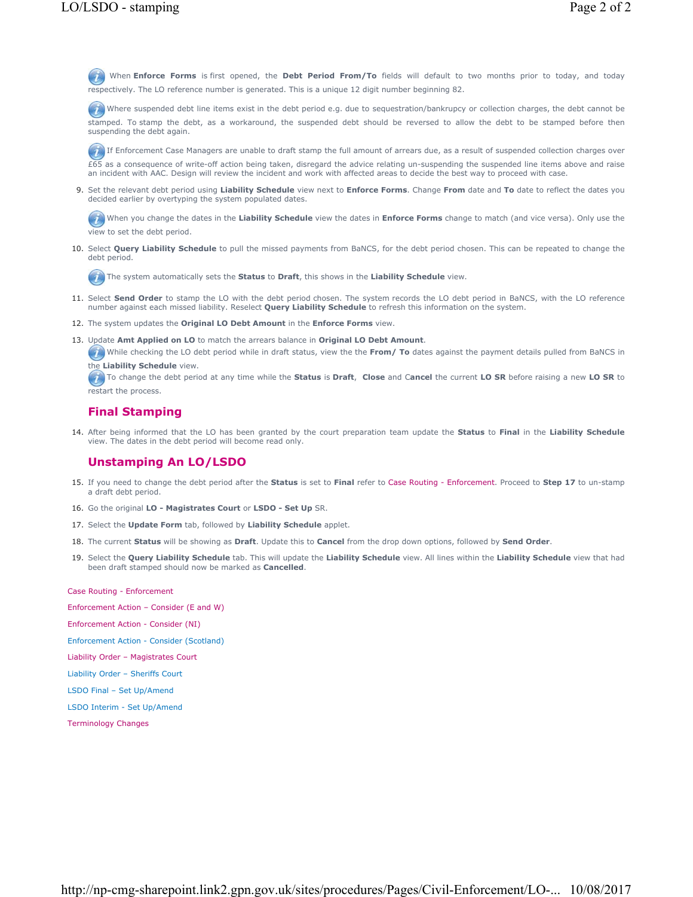When **Enforce Forms** is first opened, the **Debt Period From/To** fields will default to two months prior to today, and today respectively. The LO reference number is generated. This is a unique 12 digit number beginning 82.

Where suspended debt line items exist in the debt period e.g. due to sequestration/bankrupcy or collection charges, the debt cannot be stamped. To stamp the debt, as a workaround, the suspended debt should be reversed to allow the debt to be stamped before then suspending the debt again.

If Enforcement Case Managers are unable to draft stamp the full amount of arrears due, as a result of suspended collection charges over £65 as a consequence of write-off action being taken, disregard the advice relating un-suspending the suspended line items above and raise an incident with AAC. Design will review the incident and work with affected areas to decide the best way to proceed with case.

9. Set the relevant debt period using **Liability Schedule** view next to **Enforce Forms**. Change **From** date and **To** date to reflect the dates you decided earlier by overtyping the system populated dates.

   When you change the dates in the **Liability Schedule** view the dates in **Enforce Forms** change to match (and vice versa). Only use the view to set the debt period.

10. Select **Query Liability Schedule** to pull the missed payments from BaNCS, for the debt period chosen. This can be repeated to change the debt period.

    The system automatically sets the **Status** to **Draft**, this shows in the **Liability Schedule** view.

11. Select **Send Order** to stamp the LO with the debt period chosen. The system records the LO debt period in BaNCS, with the LO reference number against each missed liability. Reselect **Query Liability Schedule** to refresh this information on the system.
12. The system updates the **Original LO Debt Amount** in the **Enforce Forms** view.
13. Update **Amt Applied on LO** to match the arrears balance in **Original LO Debt Amount**.

    While checking the LO debt period while in draft status, view the the **From/ To** dates against the payment details pulled from BaNCS in the **Liability Schedule** view.

    To change the debt period at any time while the **Status** is **Draft**, **Close** and **Cancel** the current **LO SR** before raising a new **LO SR** to restart the process.

## Final Stamping

14. After being informed that the LO has been granted by the court preparation team update the **Status** to **Final** in the **Liability Schedule** view. The dates in the debt period will become read only.

## Unstamping An LO/LSDO

15. If you need to change the debt period after the **Status** is set to **Final** refer to Case Routing - Enforcement. Proceed to **Step 17** to un-stamp a draft debt period.
16. Go the original **LO - Magistrates Court** or **LSDO - Set Up** SR.
17. Select the **Update Form** tab, followed by **Liability Schedule** applet.
18. The current **Status** will be showing as **Draft**. Update this to **Cancel** from the drop down options, followed by **Send Order**.
19. Select the **Query Liability Schedule** tab. This will update the **Liability Schedule** view. All lines within the **Liability Schedule** view that had been draft stamped should now be marked as **Cancelled**.

Case Routing - Enforcement

Enforcement Action – Consider (E and W)

Enforcement Action - Consider (NI)

Enforcement Action - Consider (Scotland)

Liability Order – Magistrates Court

Liability Order – Sheriffs Court

LSDO Final – Set Up/Amend

LSDO Interim - Set Up/Amend

Terminology Changes